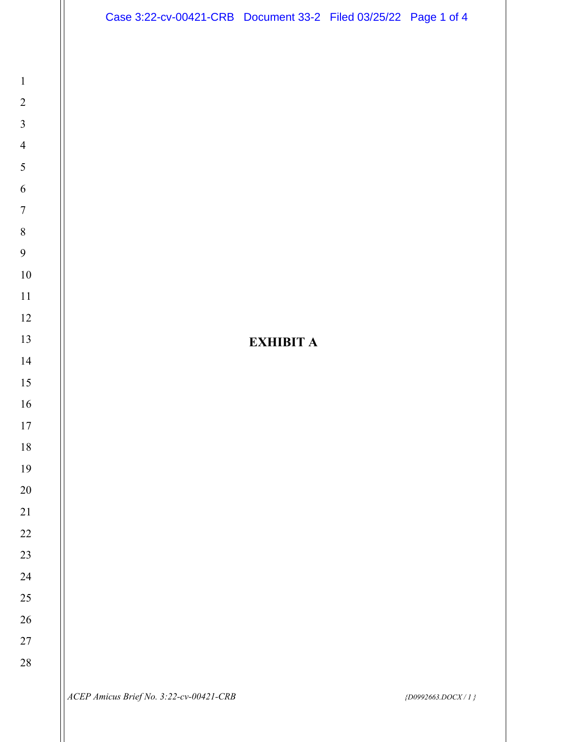**EXHIBIT A**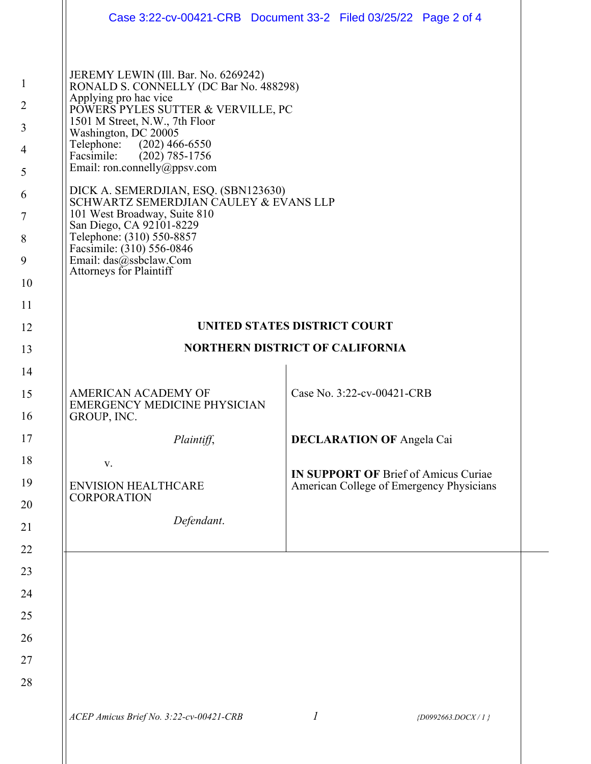JEREMY LEWIN (Ill. Bar. No. 6269242)
RONALD S. CONNELLY (DC Bar No. 488298)
Applying pro hac vice
POWERS PYLES SUTTER & VERVILLE, PC
1501 M Street, N.W., 7th Floor
Washington, DC 20005
Telephone: (202) 466-6550
Facsimile: (202) 785-1756
Email: ron.connelly@ppsv.com

DICK A. SEMERDJIAN, ESQ. (SBN123630)
SCHWARTZ SEMERDJIAN CAULEY & EVANS LLP
101 West Broadway, Suite 810
San Diego, CA 92101-8229
Telephone: (310) 550-8857
Facsimile: (310) 556-0846
Email: das@ssbclaw.Com
Attorneys for Plaintiff

**UNITED STATES DISTRICT COURT**

**NORTHERN DISTRICT OF CALIFORNIA**

| | |
|---|---|
| AMERICAN ACADEMY OF EMERGENCY MEDICINE PHYSICIAN GROUP, INC.<br><br>*Plaintiff*,<br><br>v.<br><br>ENVISION HEALTHCARE CORPORATION<br><br>*Defendant*. | Case No. 3:22-cv-00421-CRB<br><br>**DECLARATION OF** Angela Cai<br><br>**IN SUPPORT OF** Brief of Amicus Curiae American College of Emergency Physicians |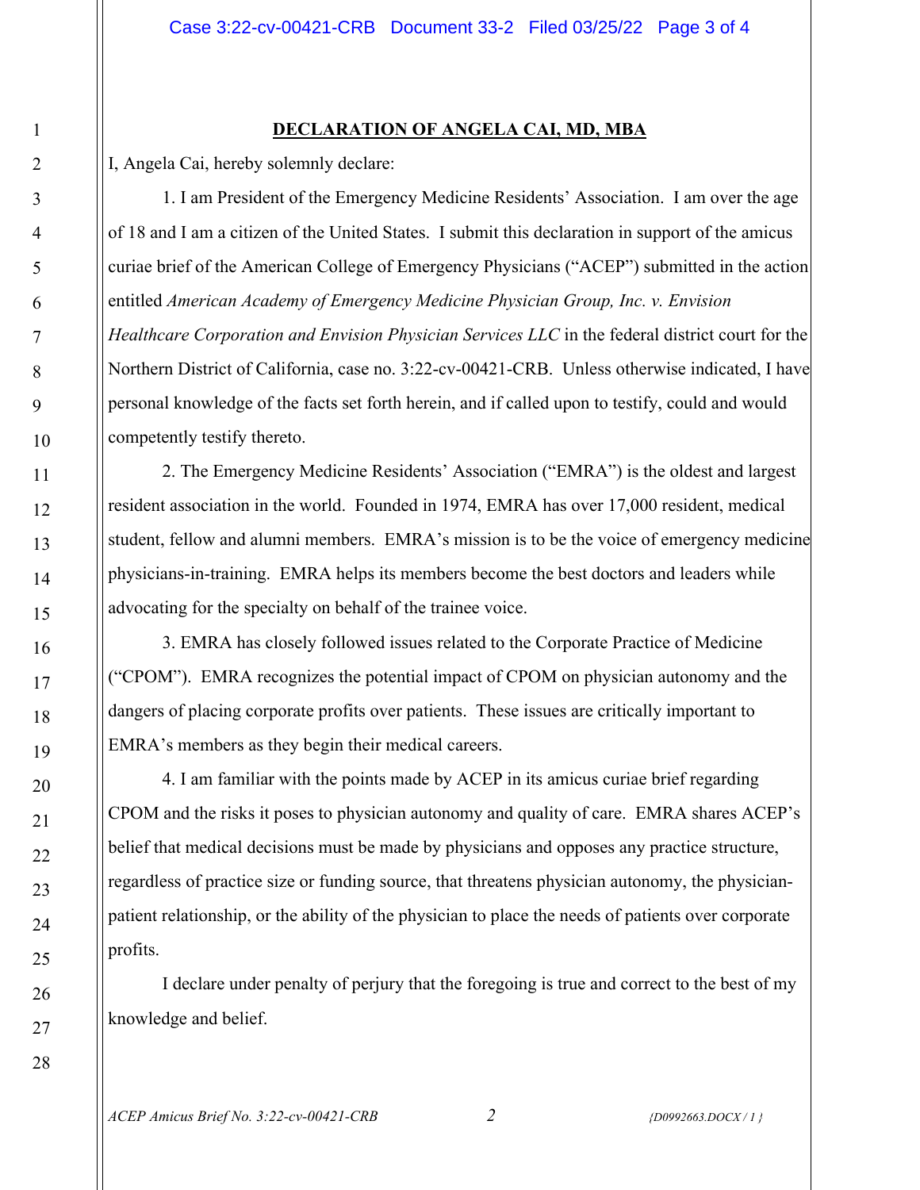# DECLARATION OF ANGELA CAI, MD, MBA

I, Angela Cai, hereby solemnly declare:

1. I am President of the Emergency Medicine Residents' Association. I am over the age of 18 and I am a citizen of the United States. I submit this declaration in support of the amicus curiae brief of the American College of Emergency Physicians ("ACEP") submitted in the action entitled *American Academy of Emergency Medicine Physician Group, Inc. v. Envision Healthcare Corporation and Envision Physician Services LLC* in the federal district court for the Northern District of California, case no. 3:22-cv-00421-CRB. Unless otherwise indicated, I have personal knowledge of the facts set forth herein, and if called upon to testify, could and would competently testify thereto.

2. The Emergency Medicine Residents' Association ("EMRA") is the oldest and largest resident association in the world. Founded in 1974, EMRA has over 17,000 resident, medical student, fellow and alumni members. EMRA's mission is to be the voice of emergency medicine physicians-in-training. EMRA helps its members become the best doctors and leaders while advocating for the specialty on behalf of the trainee voice.

3. EMRA has closely followed issues related to the Corporate Practice of Medicine ("CPOM"). EMRA recognizes the potential impact of CPOM on physician autonomy and the dangers of placing corporate profits over patients. These issues are critically important to EMRA's members as they begin their medical careers.

4. I am familiar with the points made by ACEP in its amicus curiae brief regarding CPOM and the risks it poses to physician autonomy and quality of care. EMRA shares ACEP's belief that medical decisions must be made by physicians and opposes any practice structure, regardless of practice size or funding source, that threatens physician autonomy, the physician-patient relationship, or the ability of the physician to place the needs of patients over corporate profits.

I declare under penalty of perjury that the foregoing is true and correct to the best of my knowledge and belief.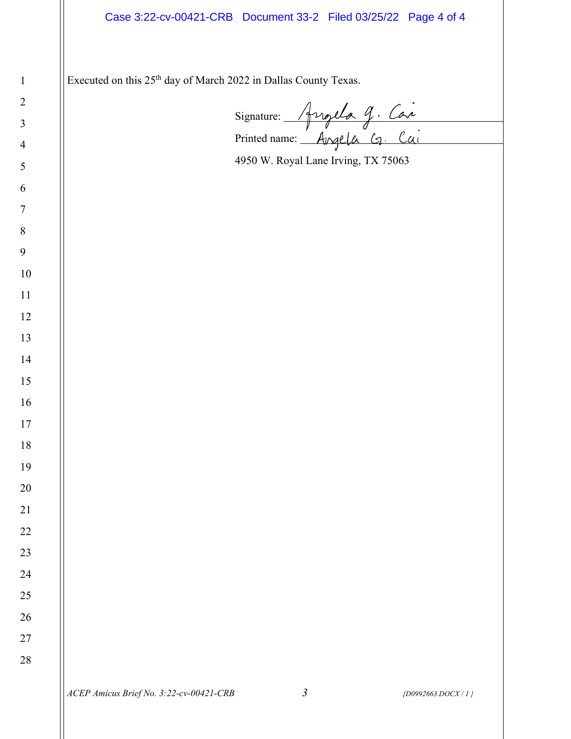Executed on this 25th day of March 2022 in Dallas County Texas.

Signature: Angela G. Cai

Printed name: Angela G. Cai

4950 W. Royal Lane Irving, TX 75063